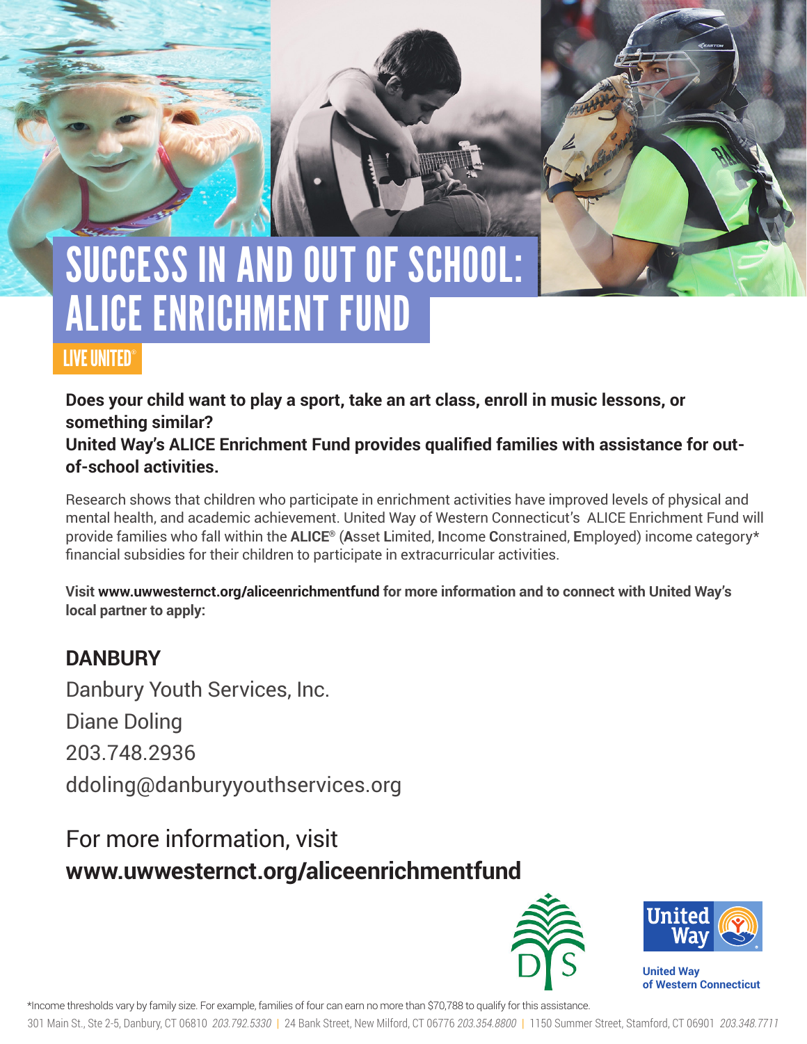# SUCCESS IN AND OUT OF SCHOOL: ALICE ENRICHMENT FUND

LIVE UNITED®

**Does your child want to play a sport, take an art class, enroll in music lessons, or something similar?**
**United Way's ALICE Enrichment Fund provides qualified families with assistance for out-of-school activities.**

Research shows that children who participate in enrichment activities have improved levels of physical and mental health, and academic achievement. United Way of Western Connecticut's ALICE Enrichment Fund will provide families who fall within the **ALICE®** (**A**sset **L**imited, **I**ncome **C**onstrained, **E**mployed) income category* financial subsidies for their children to participate in extracurricular activities.

**Visit www.uwwesternct.org/aliceenrichmentfund for more information and to connect with United Way's local partner to apply:**

## DANBURY

Danbury Youth Services, Inc.

Diane Doling

203.748.2936

ddoling@danburyyouthservices.org

For more information, visit
**www.uwwesternct.org/aliceenrichmentfund**

United Way of Western Connecticut

*Income thresholds vary by family size. For example, families of four can earn no more than $70,788 to qualify for this assistance.

301 Main St., Ste 2-5, Danbury, CT 06810 *203.792.5330* | 24 Bank Street, New Milford, CT 06776 *203.354.8800* | 1150 Summer Street, Stamford, CT 06901 *203.348.7711*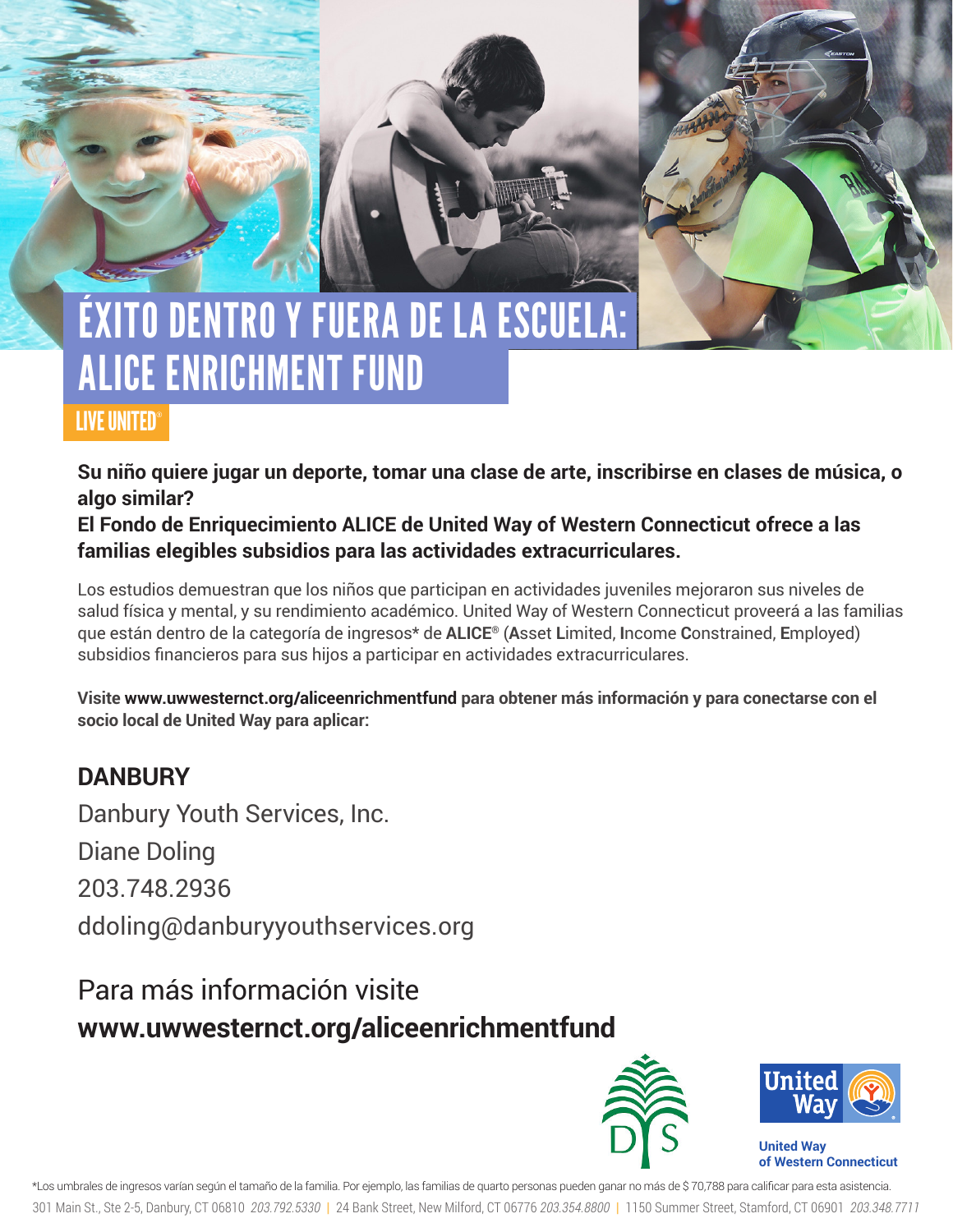# ÉXITO DENTRO Y FUERA DE LA ESCUELA: ALICE ENRICHMENT FUND

LIVE UNITED®

**Su niño quiere jugar un deporte, tomar una clase de arte, inscribirse en clases de música, o algo similar?**
**El Fondo de Enriquecimiento ALICE de United Way of Western Connecticut ofrece a las familias elegibles subsidios para las actividades extracurriculares.**

Los estudios demuestran que los niños que participan en actividades juveniles mejoraron sus niveles de salud física y mental, y su rendimiento académico. United Way of Western Connecticut proveerá a las familias que están dentro de la categoría de ingresos* de **ALICE®** (**A**sset **L**imited, **I**ncome **C**onstrained, **E**mployed) subsidios financieros para sus hijos a participar en actividades extracurriculares.

**Visite www.uwwesternct.org/aliceenrichmentfund para obtener más información y para conectarse con el socio local de United Way para aplicar:**

## DANBURY

Danbury Youth Services, Inc.

Diane Doling

203.748.2936

ddoling@danburyyouthservices.org

Para más información visite
**www.uwwesternct.org/aliceenrichmentfund**

United Way of Western Connecticut

*Los umbrales de ingresos varían según el tamaño de la familia. Por ejemplo, las familias de quarto personas pueden ganar no más de $ 70,788 para calificar para esta asistencia.

301 Main St., Ste 2-5, Danbury, CT 06810 *203.792.5330* | 24 Bank Street, New Milford, CT 06776 *203.354.8800* | 1150 Summer Street, Stamford, CT 06901 *203.348.7711*